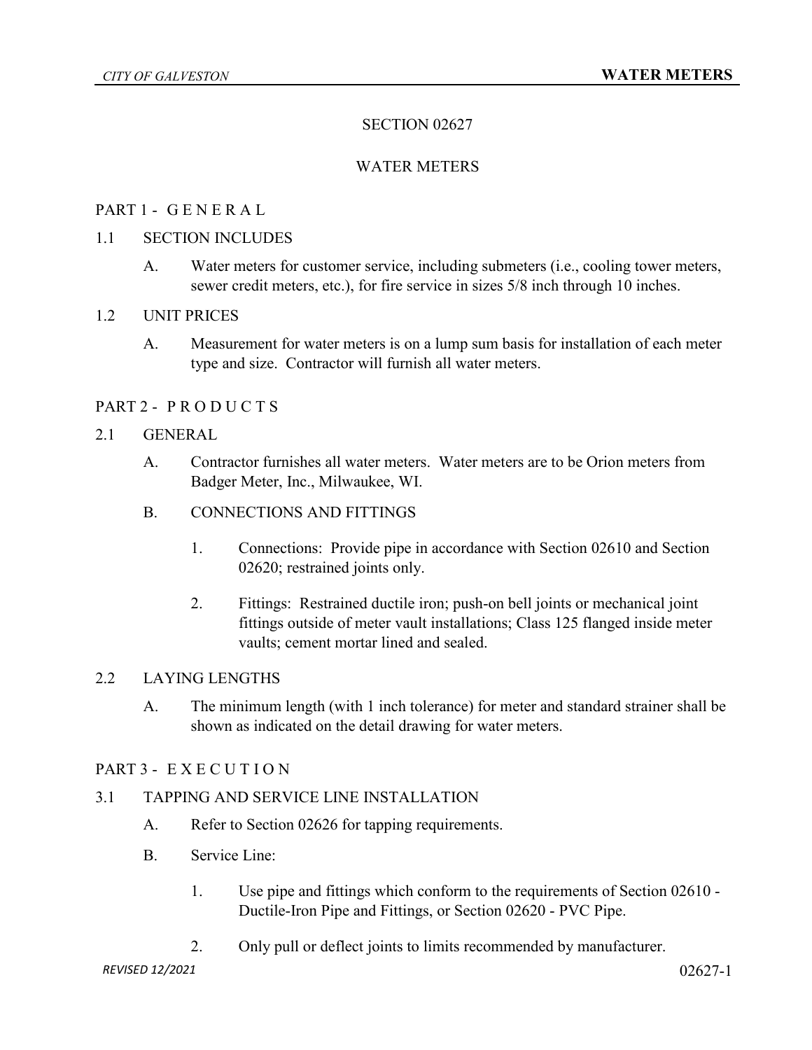# SECTION 02627

# WATER METERS

## PART 1 - G E N E R A L

### 1.1 SECTION INCLUDES

A. Water meters for customer service, including submeters (i.e., cooling tower meters, sewer credit meters, etc.), for fire service in sizes 5/8 inch through 10 inches.

### 1.2 UNIT PRICES

A. Measurement for water meters is on a lump sum basis for installation of each meter type and size. Contractor will furnish all water meters.

## PART 2 - P R O D U C T S

### 2.1 GENERAL

A. Contractor furnishes all water meters. Water meters are to be Orion meters from Badger Meter, Inc., Milwaukee, WI.

B. CONNECTIONS AND FITTINGS

1. Connections: Provide pipe in accordance with Section 02610 and Section 02620; restrained joints only.

2. Fittings: Restrained ductile iron; push-on bell joints or mechanical joint fittings outside of meter vault installations; Class 125 flanged inside meter vaults; cement mortar lined and sealed.

### 2.2 LAYING LENGTHS

A. The minimum length (with 1 inch tolerance) for meter and standard strainer shall be shown as indicated on the detail drawing for water meters.

## PART 3 - E X E C U T I O N

### 3.1 TAPPING AND SERVICE LINE INSTALLATION

A. Refer to Section 02626 for tapping requirements.

B. Service Line:

1. Use pipe and fittings which conform to the requirements of Section 02610 - Ductile-Iron Pipe and Fittings, or Section 02620 - PVC Pipe.

2. Only pull or deflect joints to limits recommended by manufacturer.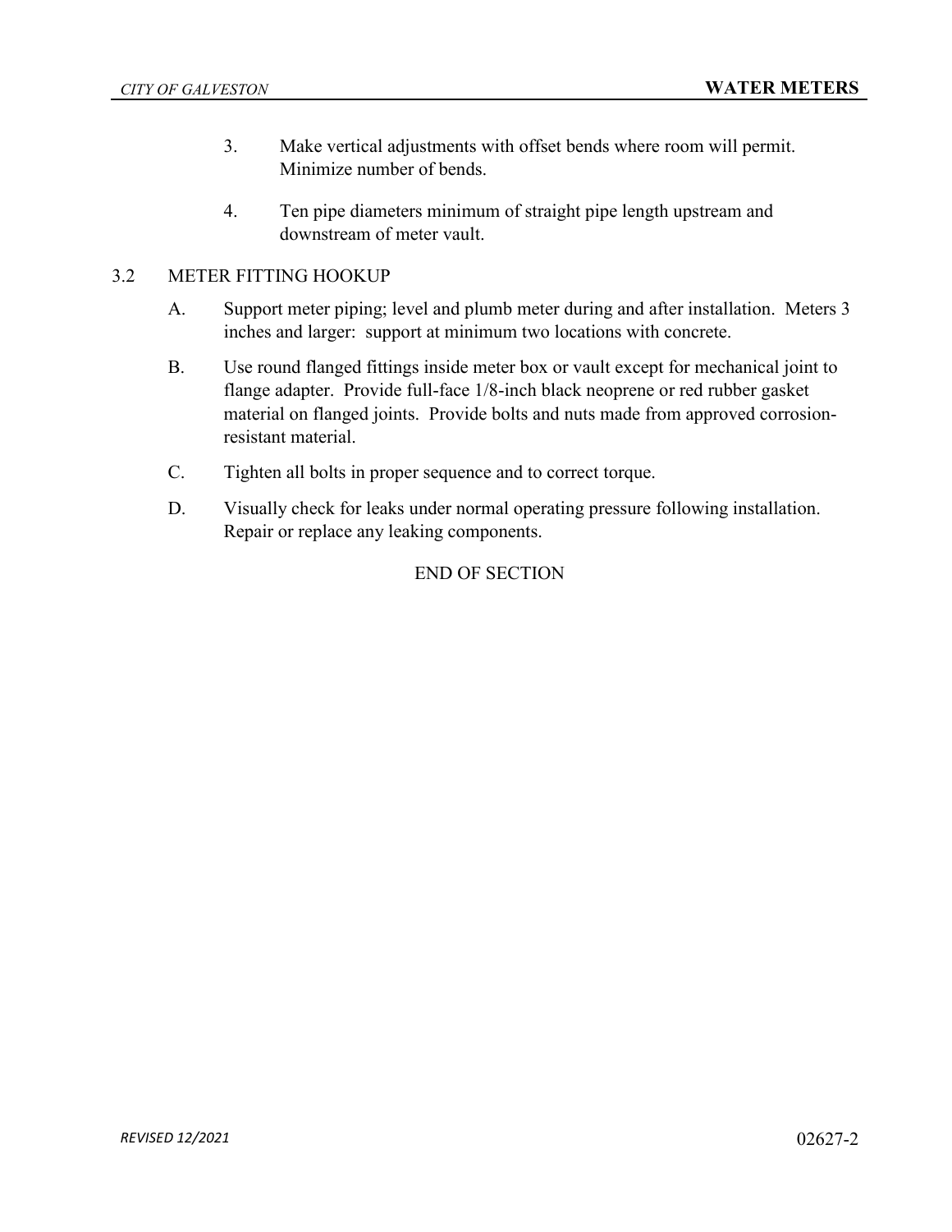3. Make vertical adjustments with offset bends where room will permit. Minimize number of bends.

4. Ten pipe diameters minimum of straight pipe length upstream and downstream of meter vault.

## 3.2 METER FITTING HOOKUP

A. Support meter piping; level and plumb meter during and after installation. Meters 3 inches and larger: support at minimum two locations with concrete.

B. Use round flanged fittings inside meter box or vault except for mechanical joint to flange adapter. Provide full-face 1/8-inch black neoprene or red rubber gasket material on flanged joints. Provide bolts and nuts made from approved corrosion-resistant material.

C. Tighten all bolts in proper sequence and to correct torque.

D. Visually check for leaks under normal operating pressure following installation. Repair or replace any leaking components.

END OF SECTION